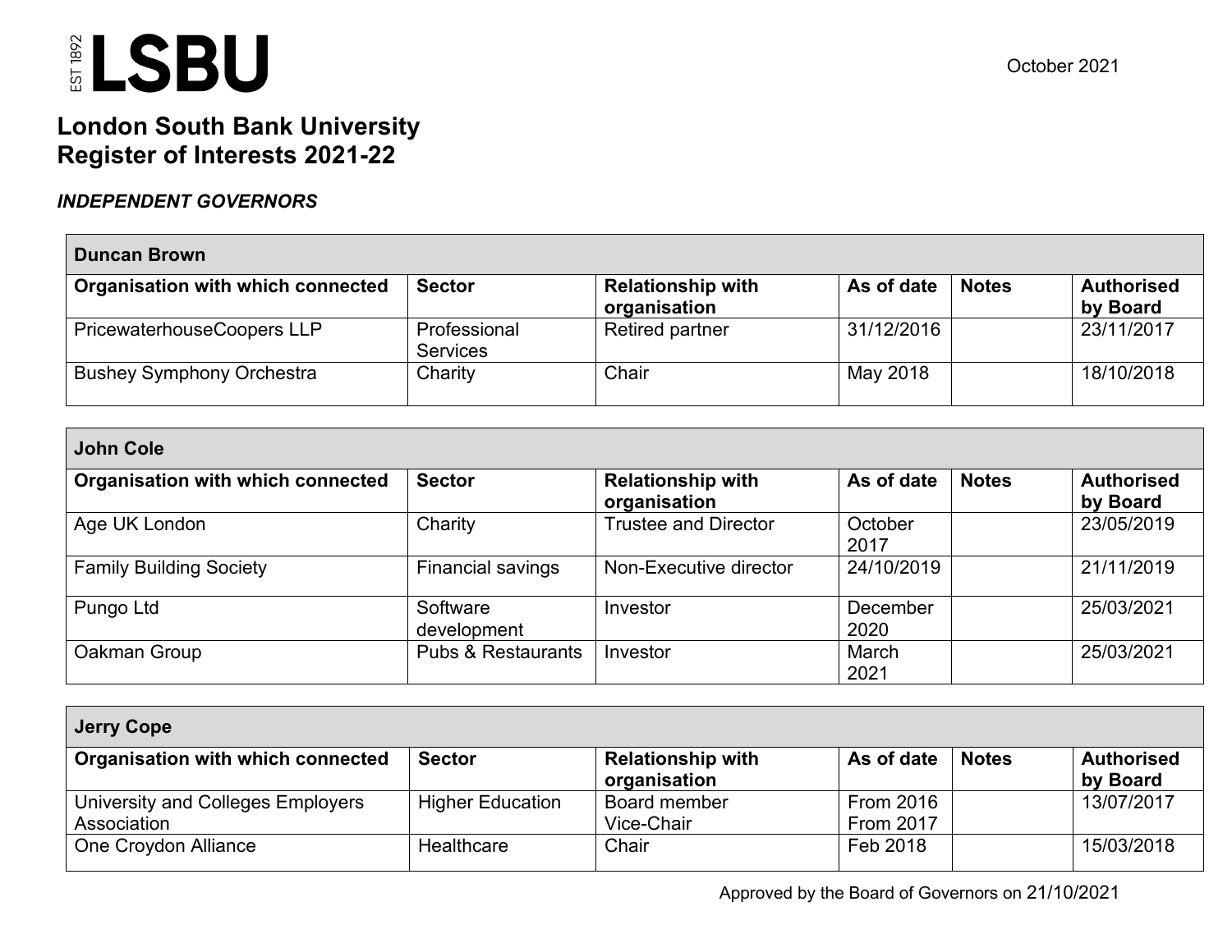LSBU

October 2021

# London South Bank University
# Register of Interests 2021-22

***INDEPENDENT GOVERNORS***

| **Duncan Brown** | | | | | |
|---|---|---|---|---|---|
| **Organisation with which connected** | **Sector** | **Relationship with organisation** | **As of date** | **Notes** | **Authorised by Board** |
| PricewaterhouseCoopers LLP | Professional Services | Retired partner | 31/12/2016 | | 23/11/2017 |
| Bushey Symphony Orchestra | Charity | Chair | May 2018 | | 18/10/2018 |

| **John Cole** | | | | | |
|---|---|---|---|---|---|
| **Organisation with which connected** | **Sector** | **Relationship with organisation** | **As of date** | **Notes** | **Authorised by Board** |
| Age UK London | Charity | Trustee and Director | October 2017 | | 23/05/2019 |
| Family Building Society | Financial savings | Non-Executive director | 24/10/2019 | | 21/11/2019 |
| Pungo Ltd | Software development | Investor | December 2020 | | 25/03/2021 |
| Oakman Group | Pubs & Restaurants | Investor | March 2021 | | 25/03/2021 |

| **Jerry Cope** | | | | | |
|---|---|---|---|---|---|
| **Organisation with which connected** | **Sector** | **Relationship with organisation** | **As of date** | **Notes** | **Authorised by Board** |
| University and Colleges Employers Association | Higher Education | Board member<br>Vice-Chair | From 2016<br>From 2017 | | 13/07/2017 |
| One Croydon Alliance | Healthcare | Chair | Feb 2018 | | 15/03/2018 |

Approved by the Board of Governors on 21/10/2021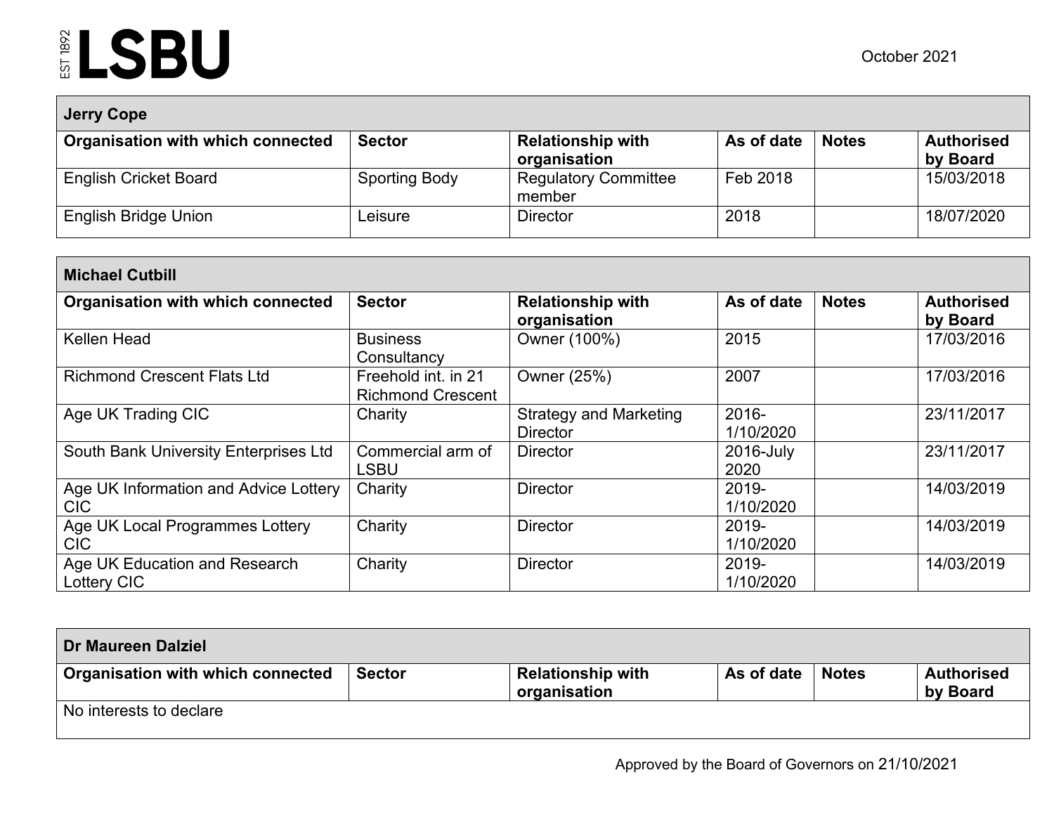October 2021

| Jerry Cope | | | | | |
|---|---|---|---|---|---|
| **Organisation with which connected** | **Sector** | **Relationship with organisation** | **As of date** | **Notes** | **Authorised by Board** |
| English Cricket Board | Sporting Body | Regulatory Committee member | Feb 2018 | | 15/03/2018 |
| English Bridge Union | Leisure | Director | 2018 | | 18/07/2020 |

| Michael Cutbill | | | | | |
|---|---|---|---|---|---|
| **Organisation with which connected** | **Sector** | **Relationship with organisation** | **As of date** | **Notes** | **Authorised by Board** |
| Kellen Head | Business Consultancy | Owner (100%) | 2015 | | 17/03/2016 |
| Richmond Crescent Flats Ltd | Freehold int. in 21 Richmond Crescent | Owner (25%) | 2007 | | 17/03/2016 |
| Age UK Trading CIC | Charity | Strategy and Marketing Director | 2016-1/10/2020 | | 23/11/2017 |
| South Bank University Enterprises Ltd | Commercial arm of LSBU | Director | 2016-July 2020 | | 23/11/2017 |
| Age UK Information and Advice Lottery CIC | Charity | Director | 2019-1/10/2020 | | 14/03/2019 |
| Age UK Local Programmes Lottery CIC | Charity | Director | 2019-1/10/2020 | | 14/03/2019 |
| Age UK Education and Research Lottery CIC | Charity | Director | 2019-1/10/2020 | | 14/03/2019 |

| Dr Maureen Dalziel | | | | | |
|---|---|---|---|---|---|
| **Organisation with which connected** | **Sector** | **Relationship with organisation** | **As of date** | **Notes** | **Authorised by Board** |
| No interests to declare | | | | | |

Approved by the Board of Governors on 21/10/2021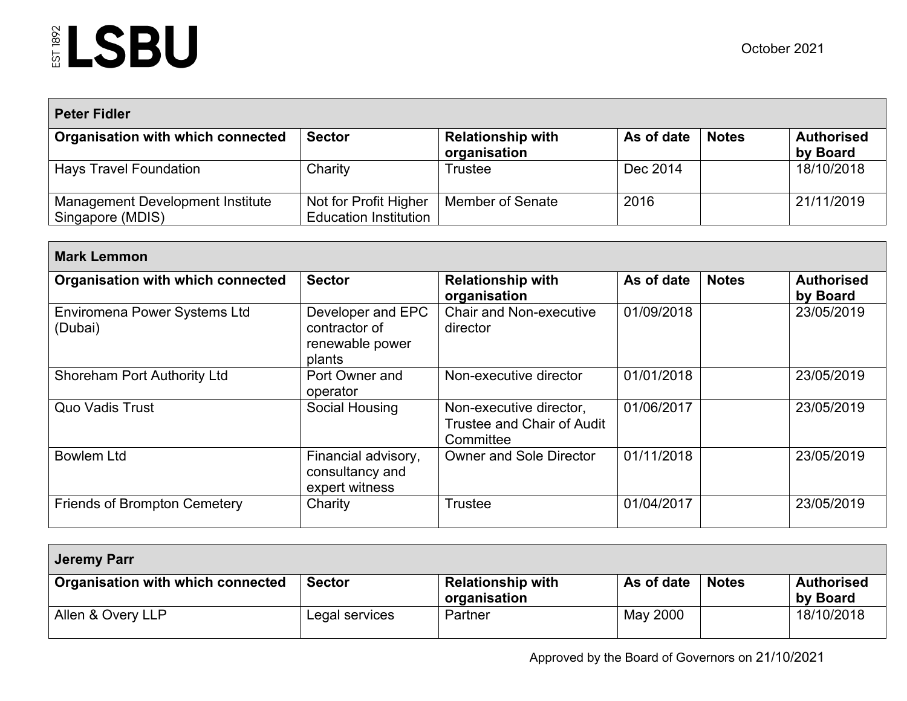October 2021

| **Peter Fidler** | | | | | |
|---|---|---|---|---|---|
| **Organisation with which connected** | **Sector** | **Relationship with organisation** | **As of date** | **Notes** | **Authorised by Board** |
| Hays Travel Foundation | Charity | Trustee | Dec 2014 | | 18/10/2018 |
| Management Development Institute Singapore (MDIS) | Not for Profit Higher Education Institution | Member of Senate | 2016 | | 21/11/2019 |

| **Mark Lemmon** | | | | | |
|---|---|---|---|---|---|
| **Organisation with which connected** | **Sector** | **Relationship with organisation** | **As of date** | **Notes** | **Authorised by Board** |
| Enviromena Power Systems Ltd (Dubai) | Developer and EPC contractor of renewable power plants | Chair and Non-executive director | 01/09/2018 | | 23/05/2019 |
| Shoreham Port Authority Ltd | Port Owner and operator | Non-executive director | 01/01/2018 | | 23/05/2019 |
| Quo Vadis Trust | Social Housing | Non-executive director, Trustee and Chair of Audit Committee | 01/06/2017 | | 23/05/2019 |
| Bowlem Ltd | Financial advisory, consultancy and expert witness | Owner and Sole Director | 01/11/2018 | | 23/05/2019 |
| Friends of Brompton Cemetery | Charity | Trustee | 01/04/2017 | | 23/05/2019 |

| **Jeremy Parr** | | | | | |
|---|---|---|---|---|---|
| **Organisation with which connected** | **Sector** | **Relationship with organisation** | **As of date** | **Notes** | **Authorised by Board** |
| Allen & Overy LLP | Legal services | Partner | May 2000 | | 18/10/2018 |

Approved by the Board of Governors on 21/10/2021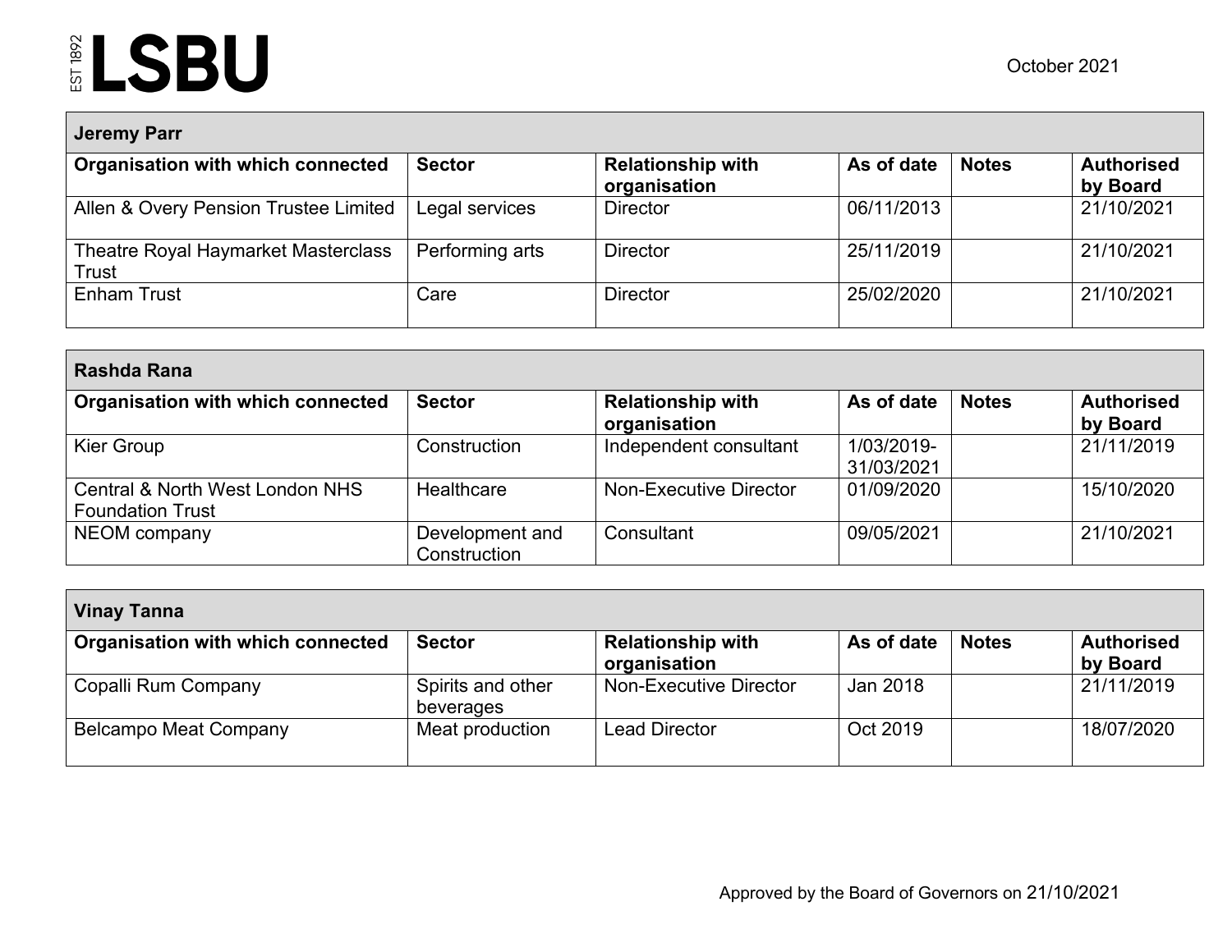October 2021

| Jeremy Parr | | | | | |
|---|---|---|---|---|---|
| **Organisation with which connected** | **Sector** | **Relationship with organisation** | **As of date** | **Notes** | **Authorised by Board** |
| Allen & Overy Pension Trustee Limited | Legal services | Director | 06/11/2013 | | 21/10/2021 |
| Theatre Royal Haymarket Masterclass Trust | Performing arts | Director | 25/11/2019 | | 21/10/2021 |
| Enham Trust | Care | Director | 25/02/2020 | | 21/10/2021 |

| Rashda Rana | | | | | |
|---|---|---|---|---|---|
| **Organisation with which connected** | **Sector** | **Relationship with organisation** | **As of date** | **Notes** | **Authorised by Board** |
| Kier Group | Construction | Independent consultant | 1/03/2019-31/03/2021 | | 21/11/2019 |
| Central & North West London NHS Foundation Trust | Healthcare | Non-Executive Director | 01/09/2020 | | 15/10/2020 |
| NEOM company | Development and Construction | Consultant | 09/05/2021 | | 21/10/2021 |

| Vinay Tanna | | | | | |
|---|---|---|---|---|---|
| **Organisation with which connected** | **Sector** | **Relationship with organisation** | **As of date** | **Notes** | **Authorised by Board** |
| Copalli Rum Company | Spirits and other beverages | Non-Executive Director | Jan 2018 | | 21/11/2019 |
| Belcampo Meat Company | Meat production | Lead Director | Oct 2019 | | 18/07/2020 |

Approved by the Board of Governors on 21/10/2021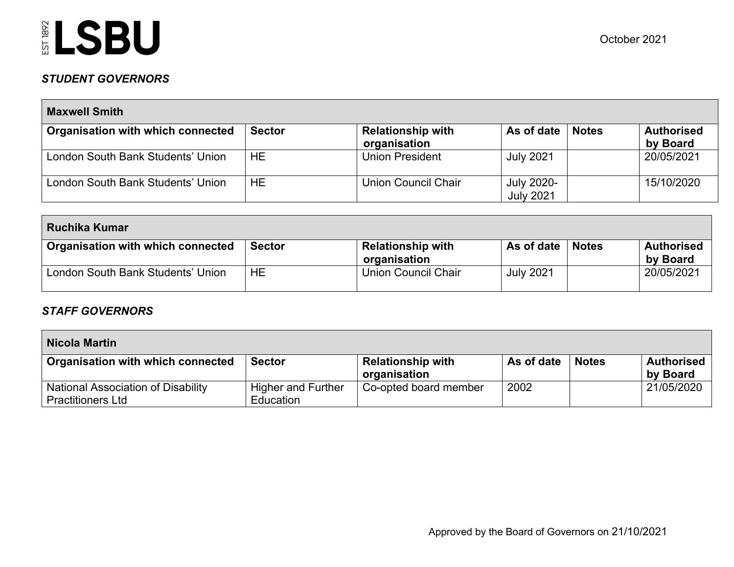### *STUDENT GOVERNORS*

| Maxwell Smith | | | | | |
|---|---|---|---|---|---|
| **Organisation with which connected** | **Sector** | **Relationship with organisation** | **As of date** | **Notes** | **Authorised by Board** |
| London South Bank Students' Union | HE | Union President | July 2021 | | 20/05/2021 |
| London South Bank Students' Union | HE | Union Council Chair | July 2020-July 2021 | | 15/10/2020 |

| Ruchika Kumar | | | | | |
|---|---|---|---|---|---|
| **Organisation with which connected** | **Sector** | **Relationship with organisation** | **As of date** | **Notes** | **Authorised by Board** |
| London South Bank Students' Union | HE | Union Council Chair | July 2021 | | 20/05/2021 |

### *STAFF GOVERNORS*

| Nicola Martin | | | | | |
|---|---|---|---|---|---|
| **Organisation with which connected** | **Sector** | **Relationship with organisation** | **As of date** | **Notes** | **Authorised by Board** |
| National Association of Disability Practitioners Ltd | Higher and Further Education | Co-opted board member | 2002 | | 21/05/2020 |

Approved by the Board of Governors on 21/10/2021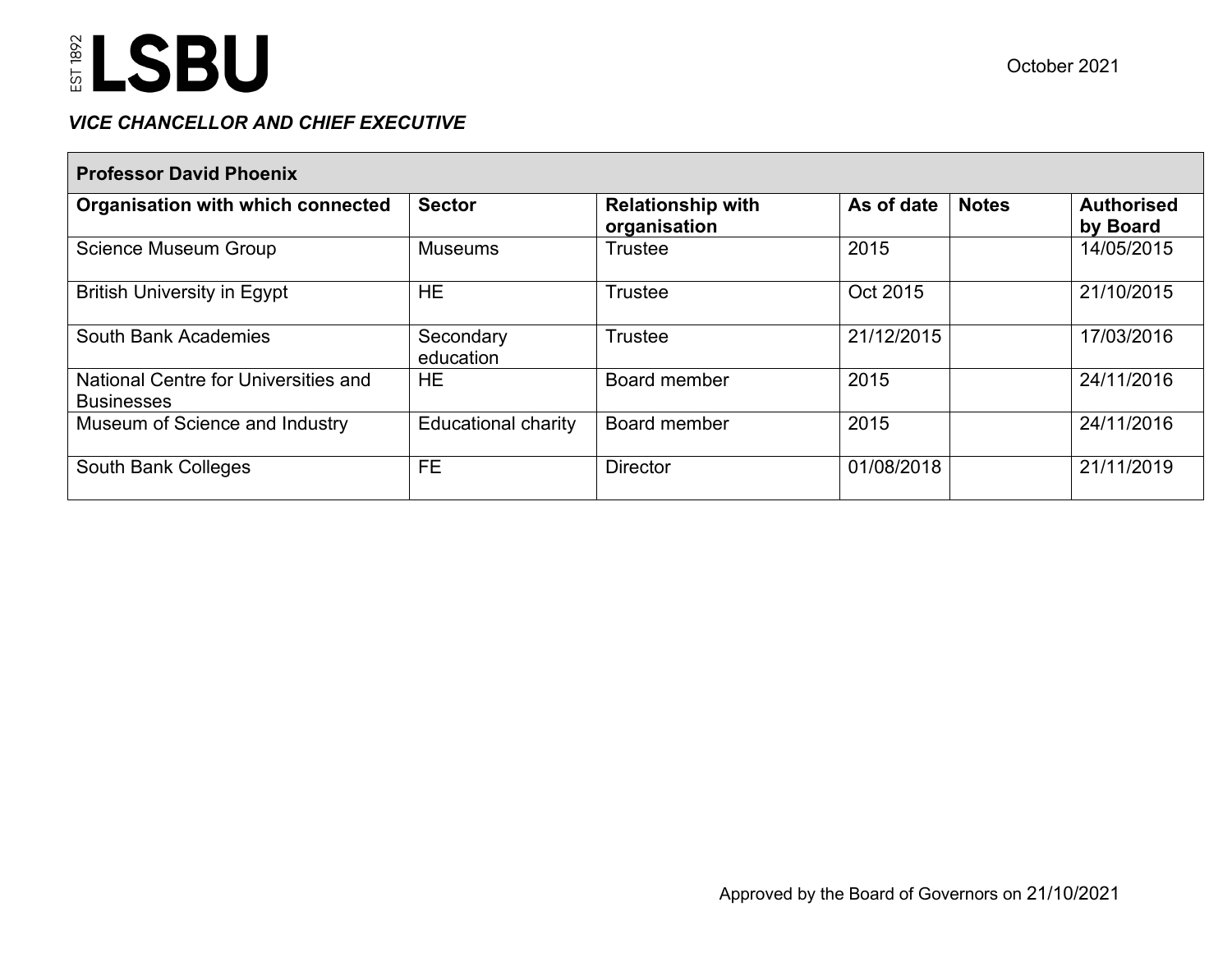October 2021

***VICE CHANCELLOR AND CHIEF EXECUTIVE***

| **Professor David Phoenix** | | | | | |
|---|---|---|---|---|---|
| **Organisation with which connected** | **Sector** | **Relationship with organisation** | **As of date** | **Notes** | **Authorised by Board** |
| Science Museum Group | Museums | Trustee | 2015 | | 14/05/2015 |
| British University in Egypt | HE | Trustee | Oct 2015 | | 21/10/2015 |
| South Bank Academies | Secondary education | Trustee | 21/12/2015 | | 17/03/2016 |
| National Centre for Universities and Businesses | HE | Board member | 2015 | | 24/11/2016 |
| Museum of Science and Industry | Educational charity | Board member | 2015 | | 24/11/2016 |
| South Bank Colleges | FE | Director | 01/08/2018 | | 21/11/2019 |

Approved by the Board of Governors on 21/10/2021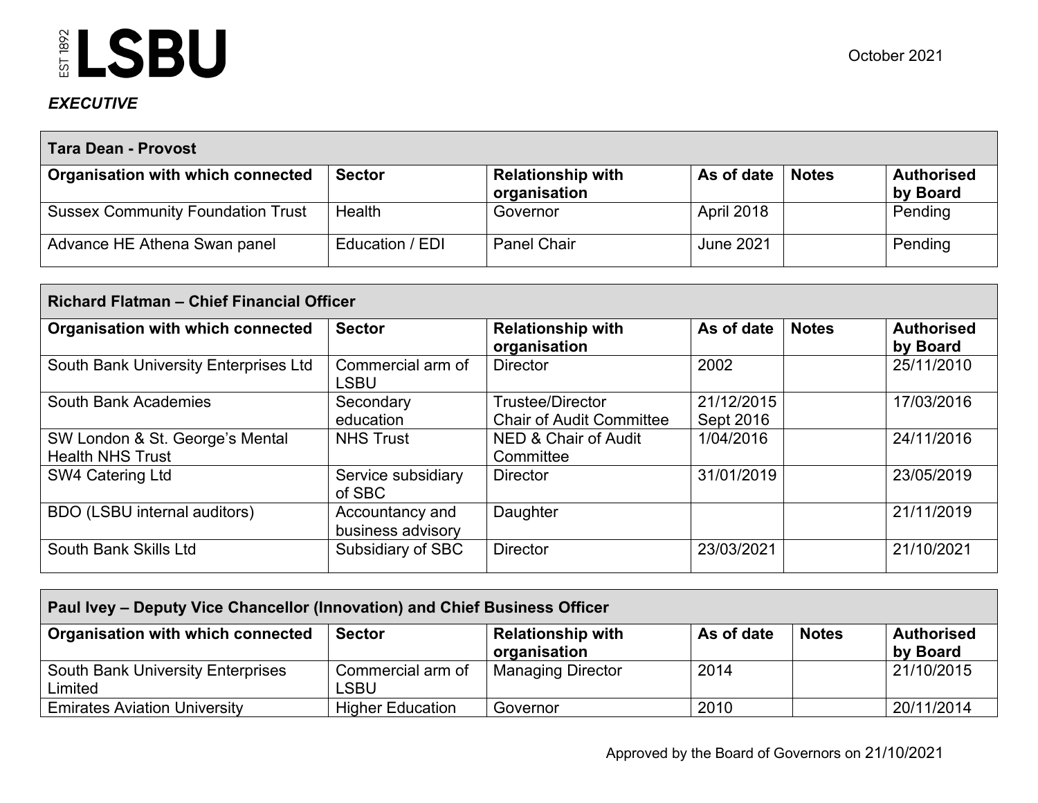LSBU EST 1892

October 2021

***EXECUTIVE***

| **Tara Dean - Provost** | | | | | |
|---|---|---|---|---|---|
| **Organisation with which connected** | **Sector** | **Relationship with organisation** | **As of date** | **Notes** | **Authorised by Board** |
| Sussex Community Foundation Trust | Health | Governor | April 2018 | | Pending |
| Advance HE Athena Swan panel | Education / EDI | Panel Chair | June 2021 | | Pending |

| **Richard Flatman – Chief Financial Officer** | | | | | |
|---|---|---|---|---|---|
| **Organisation with which connected** | **Sector** | **Relationship with organisation** | **As of date** | **Notes** | **Authorised by Board** |
| South Bank University Enterprises Ltd | Commercial arm of LSBU | Director | 2002 | | 25/11/2010 |
| South Bank Academies | Secondary education | Trustee/Director<br>Chair of Audit Committee | 21/12/2015<br>Sept 2016 | | 17/03/2016 |
| SW London & St. George's Mental Health NHS Trust | NHS Trust | NED & Chair of Audit Committee | 1/04/2016 | | 24/11/2016 |
| SW4 Catering Ltd | Service subsidiary of SBC | Director | 31/01/2019 | | 23/05/2019 |
| BDO (LSBU internal auditors) | Accountancy and business advisory | Daughter | | | 21/11/2019 |
| South Bank Skills Ltd | Subsidiary of SBC | Director | 23/03/2021 | | 21/10/2021 |

| **Paul Ivey – Deputy Vice Chancellor (Innovation) and Chief Business Officer** | | | | | |
|---|---|---|---|---|---|
| **Organisation with which connected** | **Sector** | **Relationship with organisation** | **As of date** | **Notes** | **Authorised by Board** |
| South Bank University Enterprises Limited | Commercial arm of LSBU | Managing Director | 2014 | | 21/10/2015 |
| Emirates Aviation University | Higher Education | Governor | 2010 | | 20/11/2014 |

Approved by the Board of Governors on 21/10/2021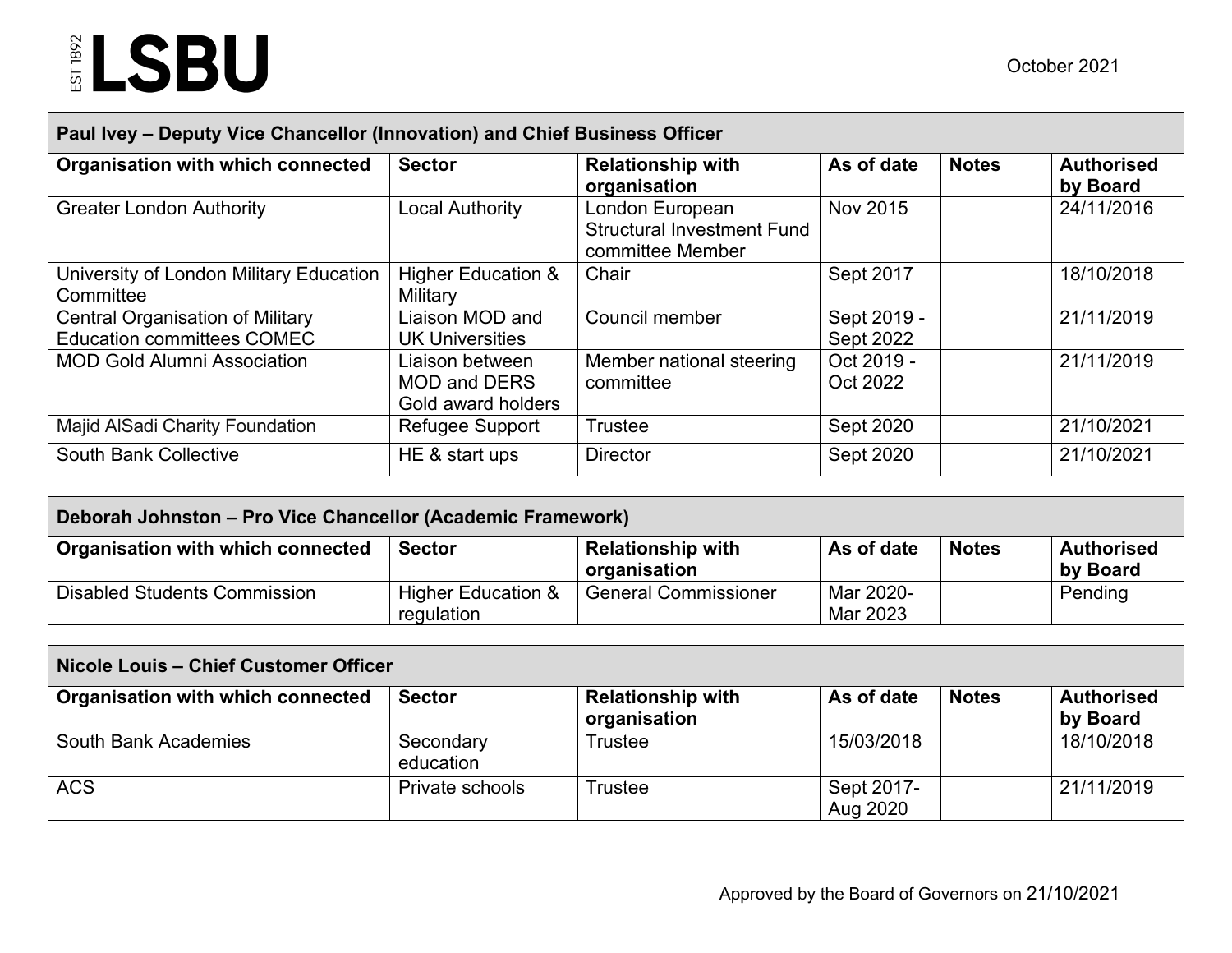October 2021

| Paul Ivey – Deputy Vice Chancellor (Innovation) and Chief Business Officer | | | | | |
|---|---|---|---|---|---|
| **Organisation with which connected** | **Sector** | **Relationship with organisation** | **As of date** | **Notes** | **Authorised by Board** |
| Greater London Authority | Local Authority | London European Structural Investment Fund committee Member | Nov 2015 | | 24/11/2016 |
| University of London Military Education Committee | Higher Education & Military | Chair | Sept 2017 | | 18/10/2018 |
| Central Organisation of Military Education committees COMEC | Liaison MOD and UK Universities | Council member | Sept 2019 - Sept 2022 | | 21/11/2019 |
| MOD Gold Alumni Association | Liaison between MOD and DERS Gold award holders | Member national steering committee | Oct 2019 - Oct 2022 | | 21/11/2019 |
| Majid AlSadi Charity Foundation | Refugee Support | Trustee | Sept 2020 | | 21/10/2021 |
| South Bank Collective | HE & start ups | Director | Sept 2020 | | 21/10/2021 |

| Deborah Johnston – Pro Vice Chancellor (Academic Framework) | | | | | |
|---|---|---|---|---|---|
| **Organisation with which connected** | **Sector** | **Relationship with organisation** | **As of date** | **Notes** | **Authorised by Board** |
| Disabled Students Commission | Higher Education & regulation | General Commissioner | Mar 2020- Mar 2023 | | Pending |

| Nicole Louis – Chief Customer Officer | | | | | |
|---|---|---|---|---|---|
| **Organisation with which connected** | **Sector** | **Relationship with organisation** | **As of date** | **Notes** | **Authorised by Board** |
| South Bank Academies | Secondary education | Trustee | 15/03/2018 | | 18/10/2018 |
| ACS | Private schools | Trustee | Sept 2017- Aug 2020 | | 21/11/2019 |

Approved by the Board of Governors on 21/10/2021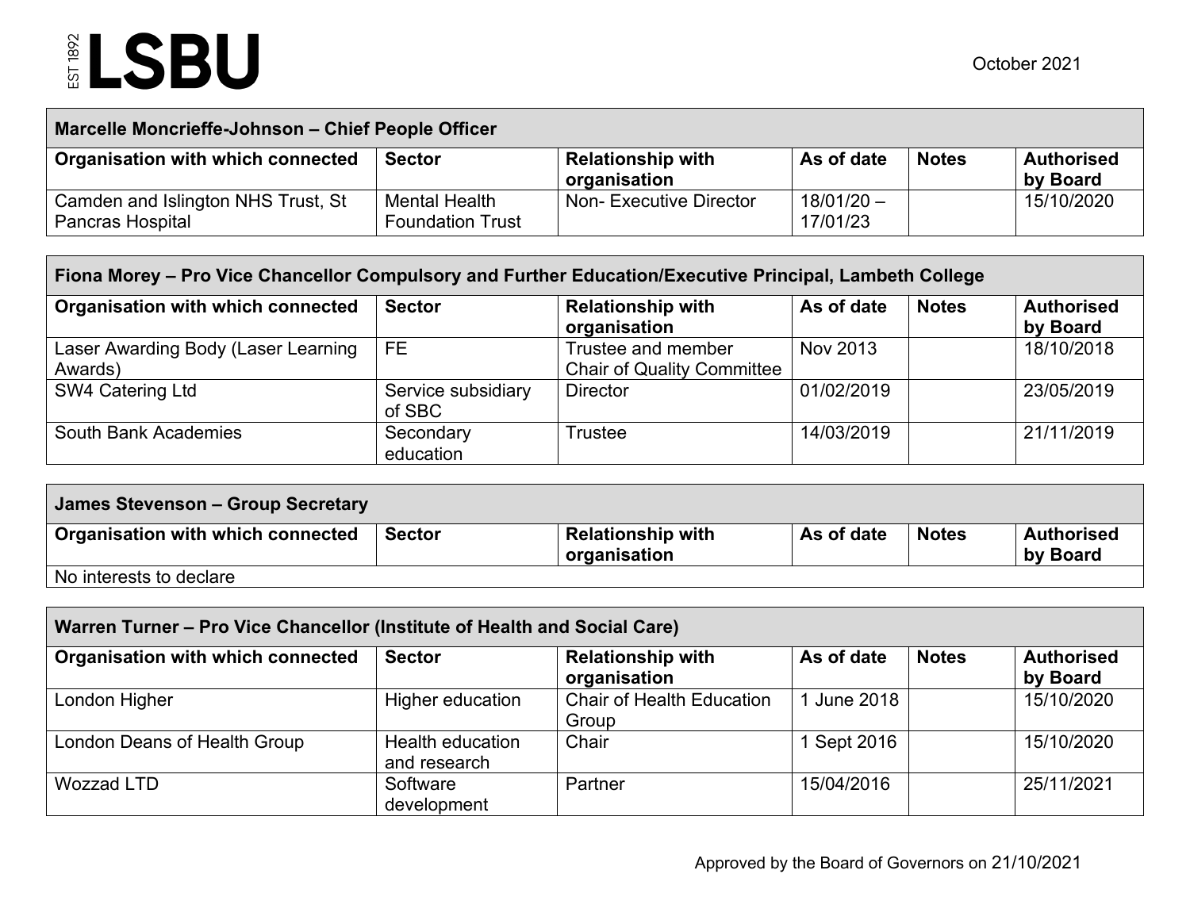October 2021

| Marcelle Moncrieffe-Johnson – Chief People Officer | | | | | |
|---|---|---|---|---|---|
| **Organisation with which connected** | **Sector** | **Relationship with organisation** | **As of date** | **Notes** | **Authorised by Board** |
| Camden and Islington NHS Trust, St Pancras Hospital | Mental Health Foundation Trust | Non- Executive Director | 18/01/20 – 17/01/23 | | 15/10/2020 |

| Fiona Morey – Pro Vice Chancellor Compulsory and Further Education/Executive Principal, Lambeth College | | | | | |
|---|---|---|---|---|---|
| **Organisation with which connected** | **Sector** | **Relationship with organisation** | **As of date** | **Notes** | **Authorised by Board** |
| Laser Awarding Body (Laser Learning Awards) | FE | Trustee and member Chair of Quality Committee | Nov 2013 | | 18/10/2018 |
| SW4 Catering Ltd | Service subsidiary of SBC | Director | 01/02/2019 | | 23/05/2019 |
| South Bank Academies | Secondary education | Trustee | 14/03/2019 | | 21/11/2019 |

| James Stevenson – Group Secretary | | | | | |
|---|---|---|---|---|---|
| **Organisation with which connected** | **Sector** | **Relationship with organisation** | **As of date** | **Notes** | **Authorised by Board** |
| No interests to declare | | | | | |

| Warren Turner – Pro Vice Chancellor (Institute of Health and Social Care) | | | | | |
|---|---|---|---|---|---|
| **Organisation with which connected** | **Sector** | **Relationship with organisation** | **As of date** | **Notes** | **Authorised by Board** |
| London Higher | Higher education | Chair of Health Education Group | 1 June 2018 | | 15/10/2020 |
| London Deans of Health Group | Health education and research | Chair | 1 Sept 2016 | | 15/10/2020 |
| Wozzad LTD | Software development | Partner | 15/04/2016 | | 25/11/2021 |

Approved by the Board of Governors on 21/10/2021